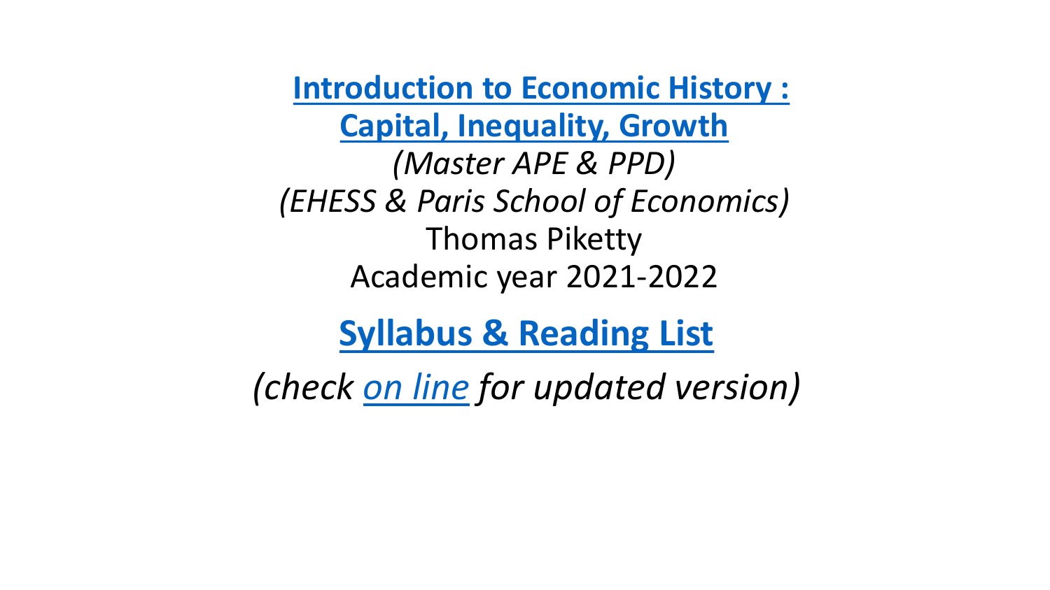# Introduction to Economic History : Capital, Inequality, Growth

*(Master APE & PPD)*

*(EHESS & Paris School of Economics)*

Thomas Piketty

Academic year 2021-2022

## Syllabus & Reading List

*(check on line for updated version)*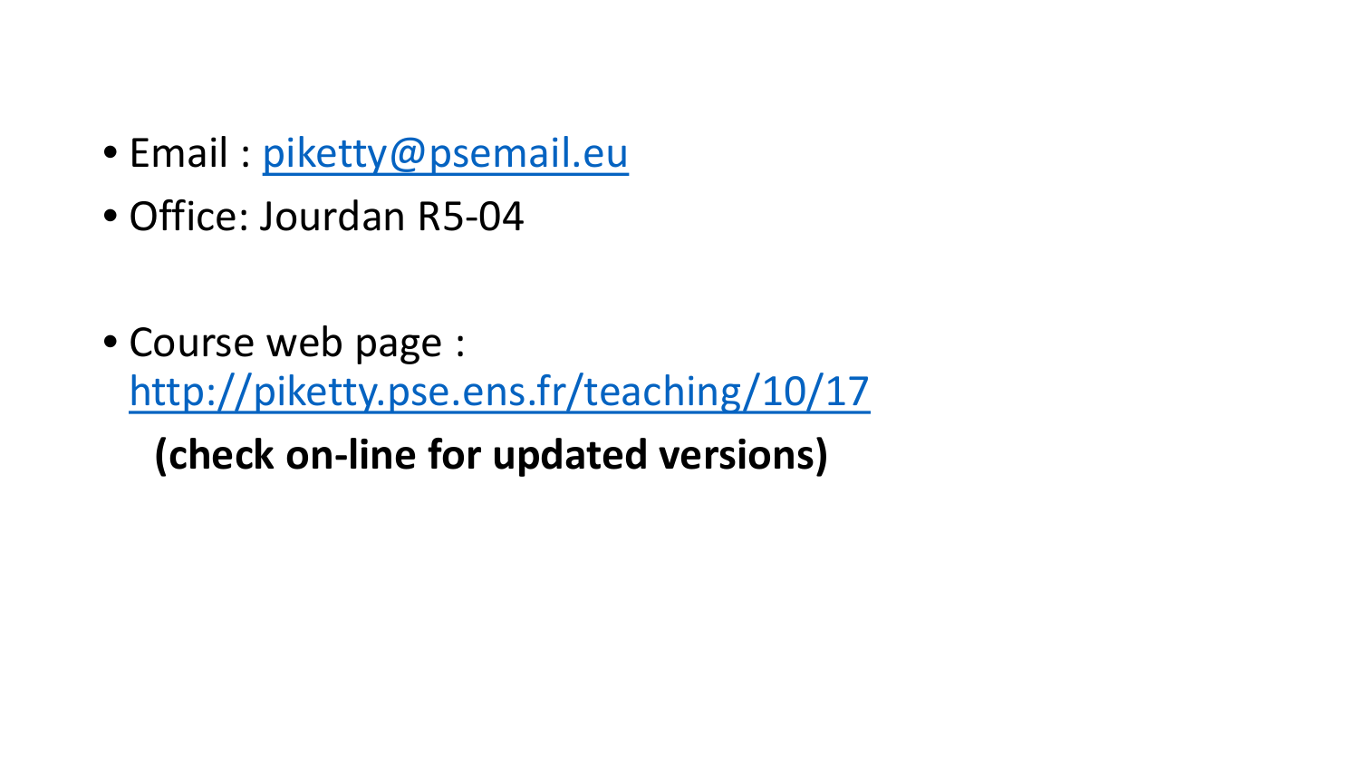- Email : piketty@psemail.eu
- Office: Jourdan R5-04

- Course web page : http://piketty.pse.ens.fr/teaching/10/17

  **(check on-line for updated versions)**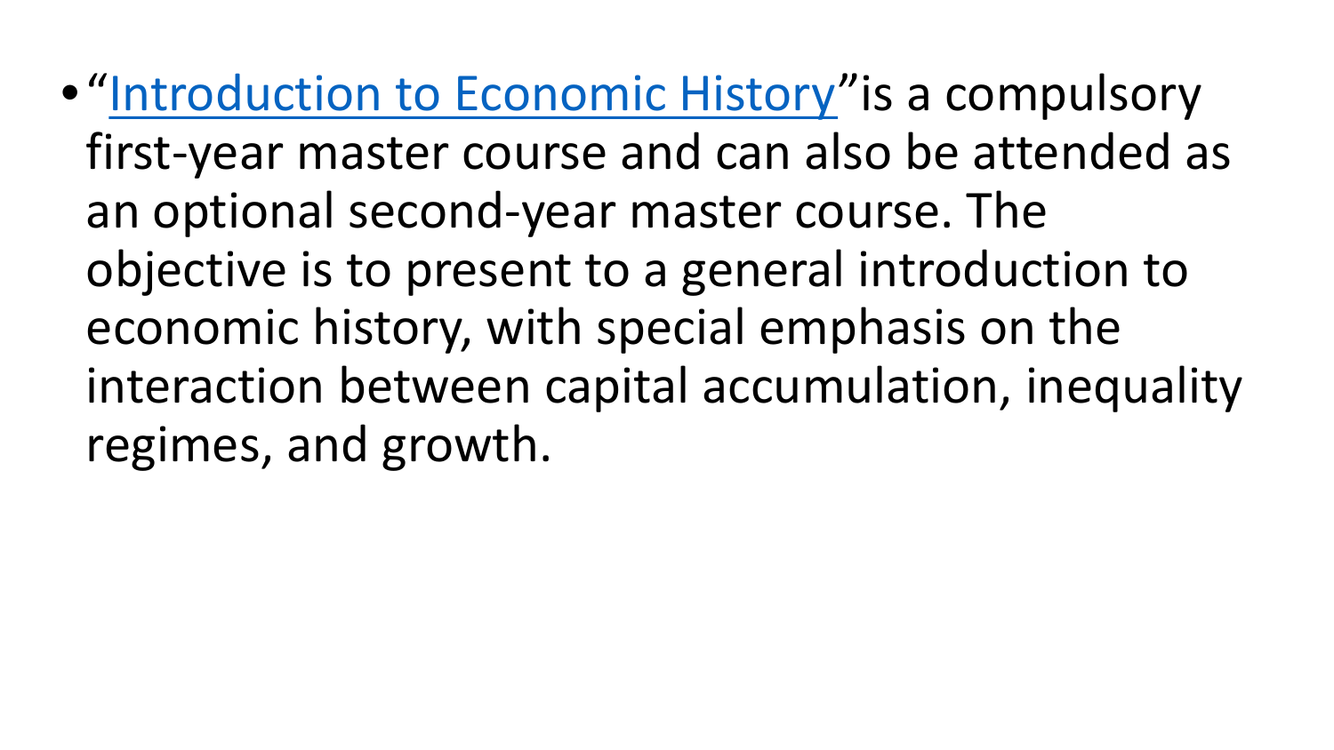- "Introduction to Economic History"is a compulsory first-year master course and can also be attended as an optional second-year master course. The objective is to present to a general introduction to economic history, with special emphasis on the interaction between capital accumulation, inequality regimes, and growth.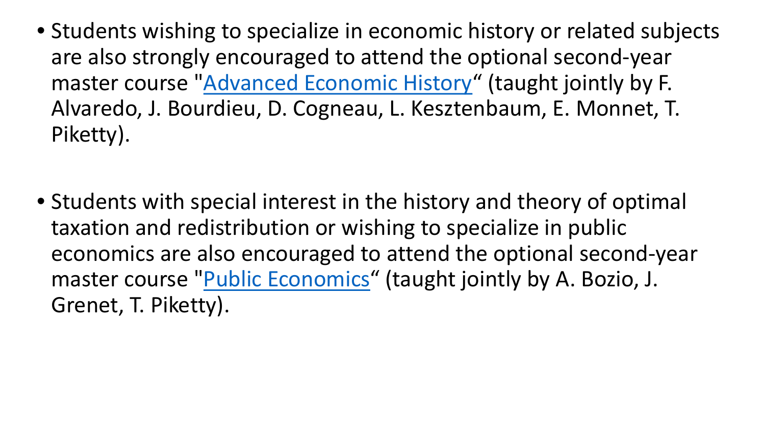- Students wishing to specialize in economic history or related subjects are also strongly encouraged to attend the optional second-year master course "Advanced Economic History“ (taught jointly by F. Alvaredo, J. Bourdieu, D. Cogneau, L. Kesztenbaum, E. Monnet, T. Piketty).

- Students with special interest in the history and theory of optimal taxation and redistribution or wishing to specialize in public economics are also encouraged to attend the optional second-year master course "Public Economics“ (taught jointly by A. Bozio, J. Grenet, T. Piketty).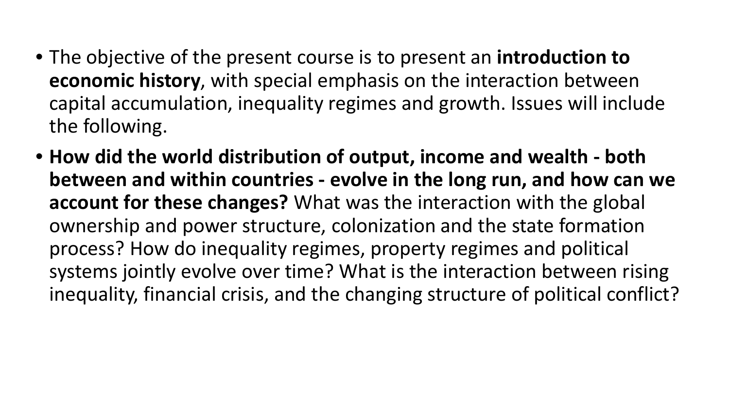- The objective of the present course is to present an **introduction to economic history**, with special emphasis on the interaction between capital accumulation, inequality regimes and growth. Issues will include the following.
- **How did the world distribution of output, income and wealth - both between and within countries - evolve in the long run, and how can we account for these changes?** What was the interaction with the global ownership and power structure, colonization and the state formation process? How do inequality regimes, property regimes and political systems jointly evolve over time? What is the interaction between rising inequality, financial crisis, and the changing structure of political conflict?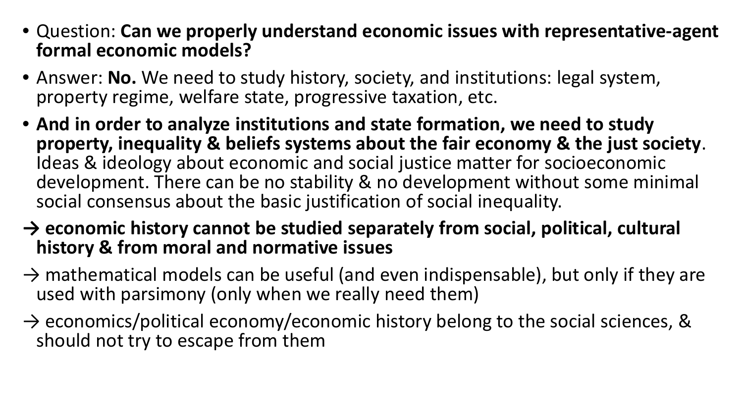- Question: **Can we properly understand economic issues with representative-agent formal economic models?**
- Answer: **No.** We need to study history, society, and institutions: legal system, property regime, welfare state, progressive taxation, etc.
- **And in order to analyze institutions and state formation, we need to study property, inequality & beliefs systems about the fair economy & the just society**. Ideas & ideology about economic and social justice matter for socioeconomic development. There can be no stability & no development without some minimal social consensus about the basic justification of social inequality.

**→ economic history cannot be studied separately from social, political, cultural history & from moral and normative issues**

→ mathematical models can be useful (and even indispensable), but only if they are used with parsimony (only when we really need them)

→ economics/political economy/economic history belong to the social sciences, & should not try to escape from them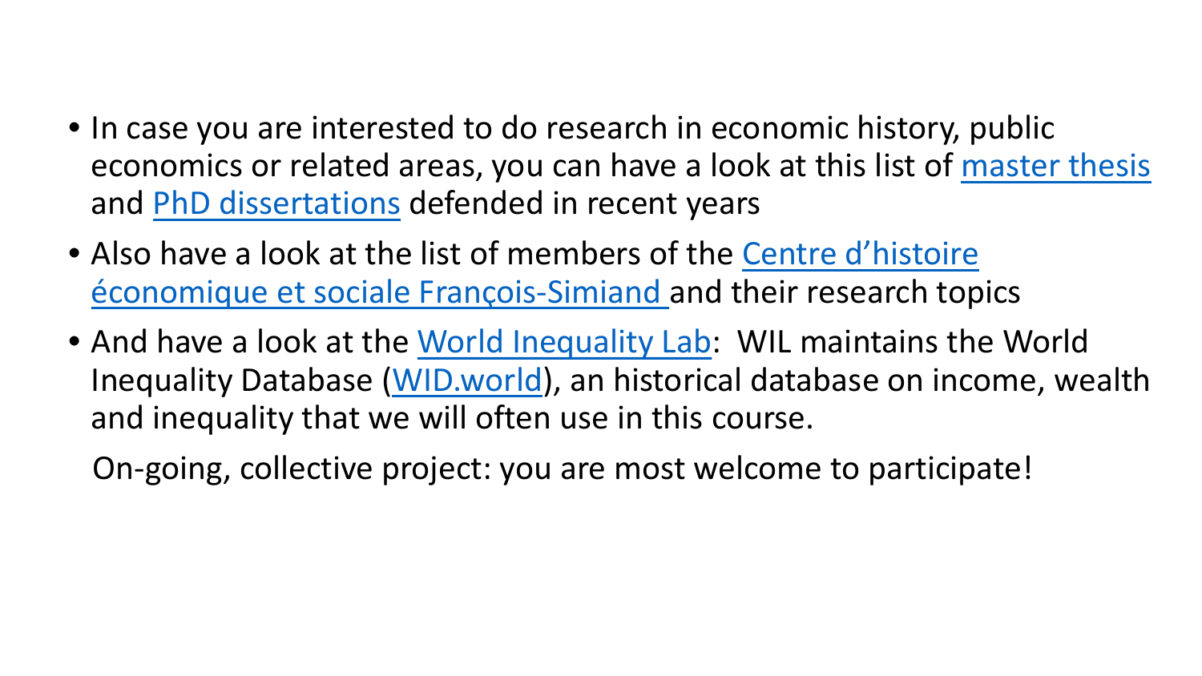- In case you are interested to do research in economic history, public economics or related areas, you can have a look at this list of master thesis and PhD dissertations defended in recent years
- Also have a look at the list of members of the Centre d'histoire économique et sociale François-Simiand and their research topics
- And have a look at the World Inequality Lab: WIL maintains the World Inequality Database (WID.world), an historical database on income, wealth and inequality that we will often use in this course.

  On-going, collective project: you are most welcome to participate!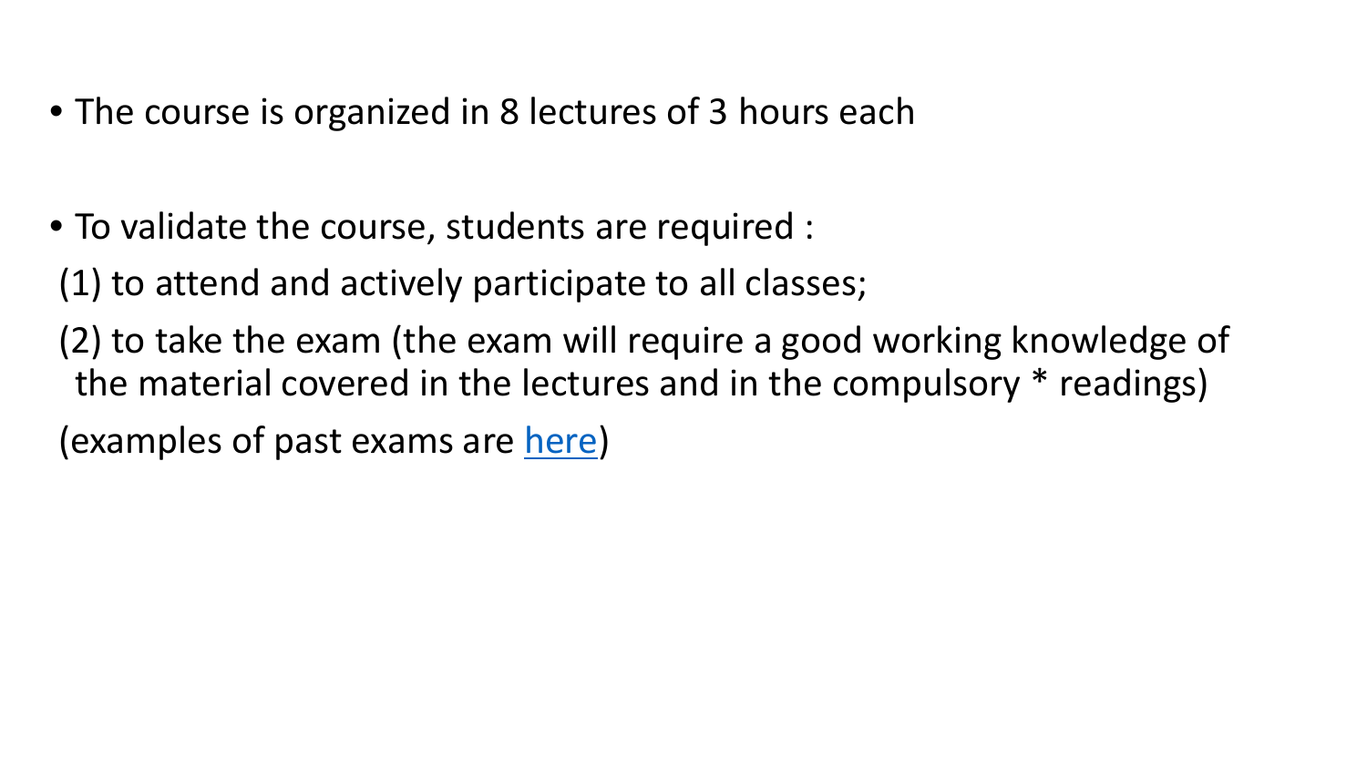- The course is organized in 8 lectures of 3 hours each

- To validate the course, students are required :

(1) to attend and actively participate to all classes;

(2) to take the exam (the exam will require a good working knowledge of the material covered in the lectures and in the compulsory * readings)

(examples of past exams are here)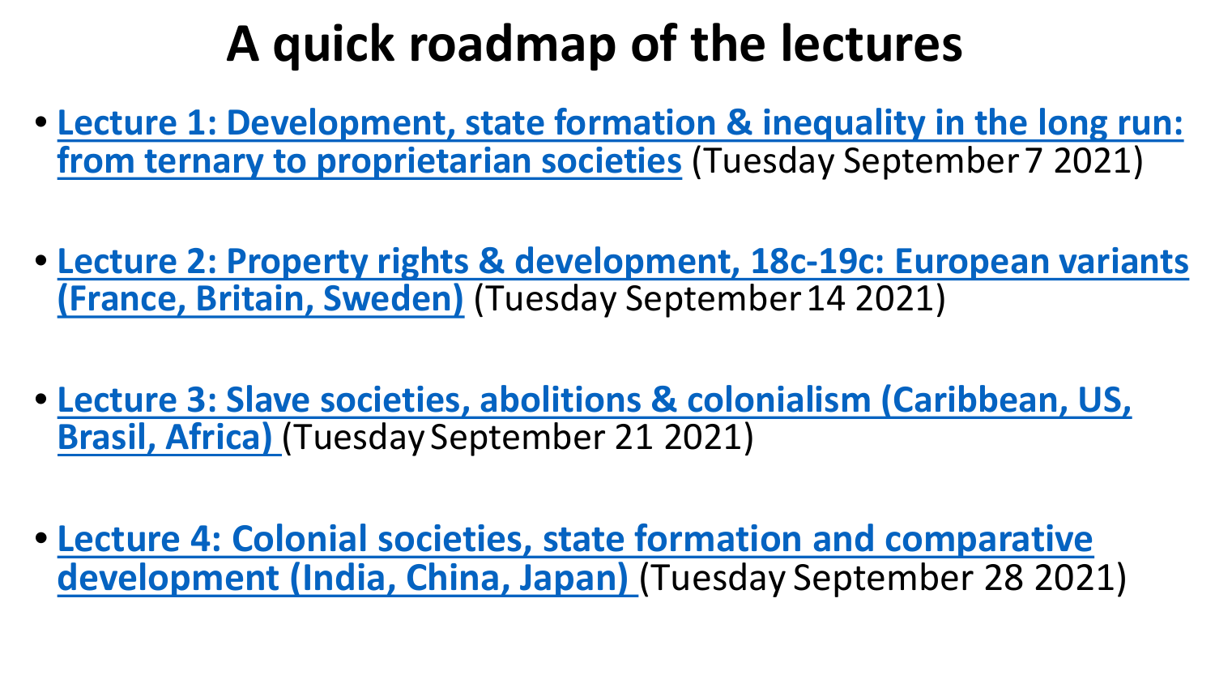# A quick roadmap of the lectures

- **Lecture 1: Development, state formation & inequality in the long run: from ternary to proprietarian societies** (Tuesday September 7 2021)

- **Lecture 2: Property rights & development, 18c-19c: European variants (France, Britain, Sweden)** (Tuesday September 14 2021)

- **Lecture 3: Slave societies, abolitions & colonialism (Caribbean, US, Brasil, Africa)** (Tuesday September 21 2021)

- **Lecture 4: Colonial societies, state formation and comparative development (India, China, Japan)** (Tuesday September 28 2021)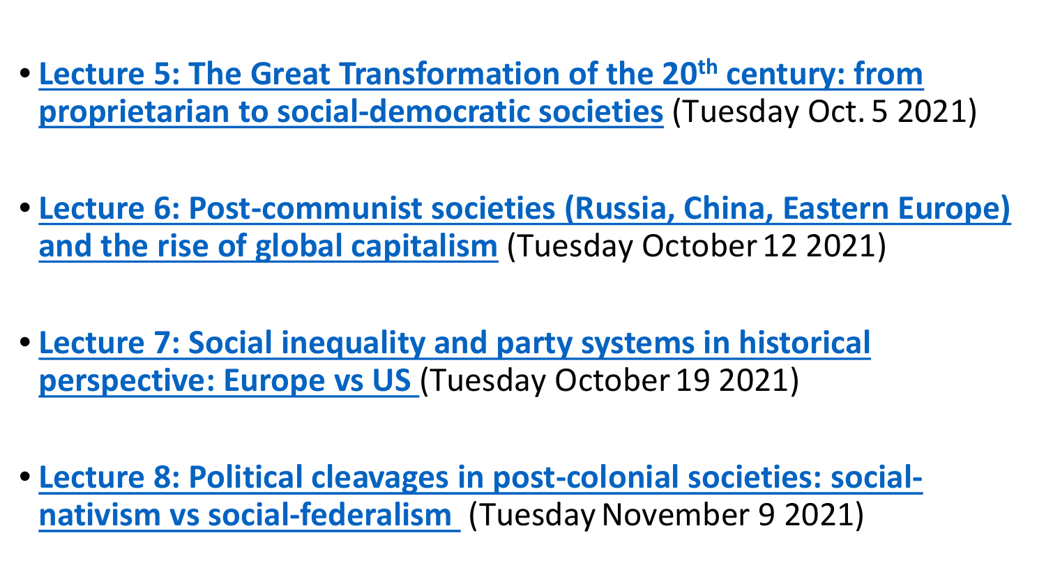- **Lecture 5: The Great Transformation of the 20th century: from proprietarian to social-democratic societies** (Tuesday Oct. 5 2021)

- **Lecture 6: Post-communist societies (Russia, China, Eastern Europe) and the rise of global capitalism** (Tuesday October 12 2021)

- **Lecture 7: Social inequality and party systems in historical perspective: Europe vs US** (Tuesday October 19 2021)

- **Lecture 8: Political cleavages in post-colonial societies: social-nativism vs social-federalism** (Tuesday November 9 2021)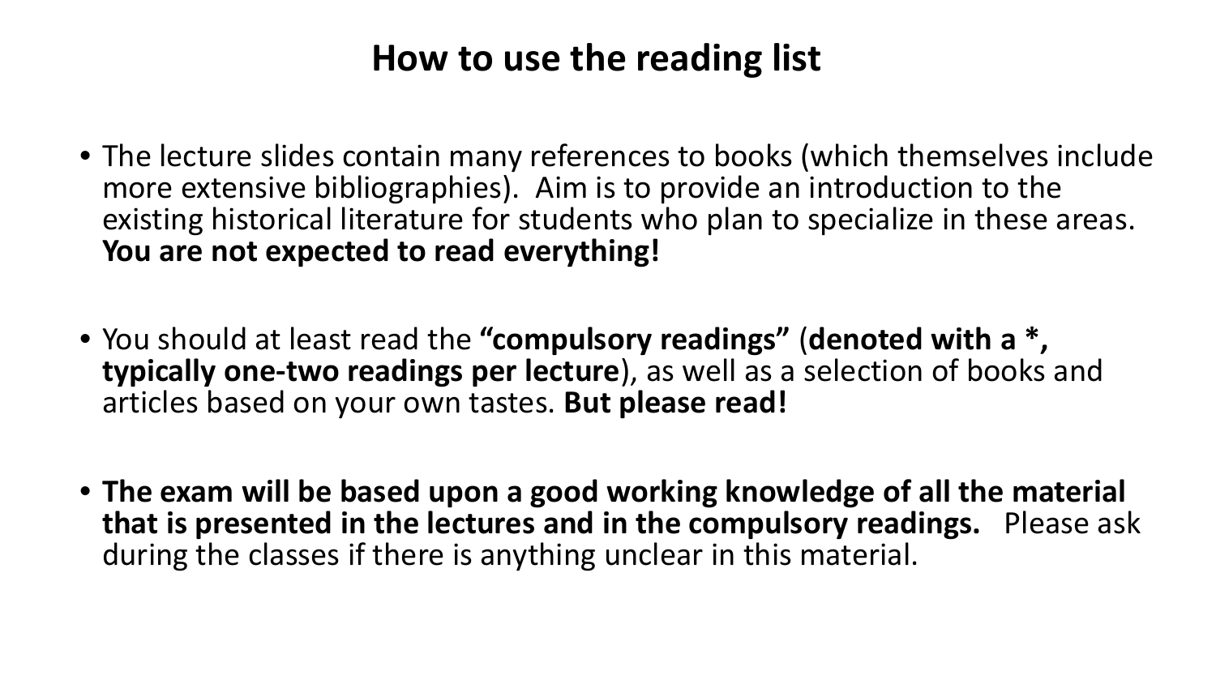# How to use the reading list

- The lecture slides contain many references to books (which themselves include more extensive bibliographies). Aim is to provide an introduction to the existing historical literature for students who plan to specialize in these areas. **You are not expected to read everything!**

- You should at least read the **"compulsory readings"** (**denoted with a *, typically one-two readings per lecture**), as well as a selection of books and articles based on your own tastes. **But please read!**

- **The exam will be based upon a good working knowledge of all the material that is presented in the lectures and in the compulsory readings.** Please ask during the classes if there is anything unclear in this material.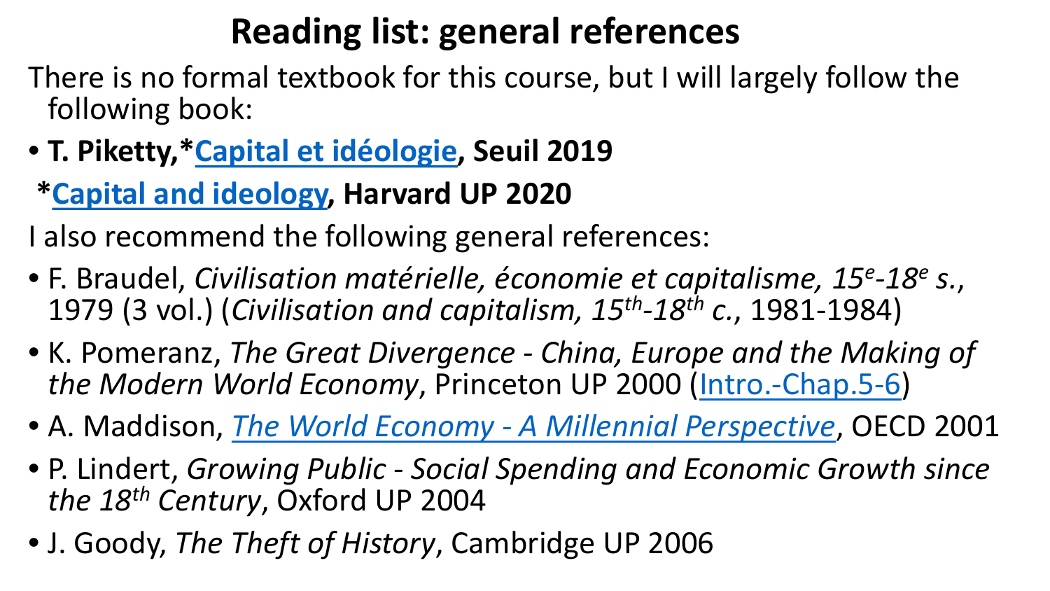# Reading list: general references

There is no formal textbook for this course, but I will largely follow the following book:

- **T. Piketty,*Capital et idéologie, Seuil 2019**
  ***Capital and ideology, Harvard UP 2020**

I also recommend the following general references:

- F. Braudel, *Civilisation matérielle, économie et capitalisme, 15e-18e s.*, 1979 (3 vol.) (*Civilisation and capitalism, 15th-18th c.*, 1981-1984)
- K. Pomeranz, *The Great Divergence - China, Europe and the Making of the Modern World Economy*, Princeton UP 2000 (Intro.-Chap.5-6)
- A. Maddison, *The World Economy - A Millennial Perspective*, OECD 2001
- P. Lindert, *Growing Public - Social Spending and Economic Growth since the 18th Century*, Oxford UP 2004
- J. Goody, *The Theft of History*, Cambridge UP 2006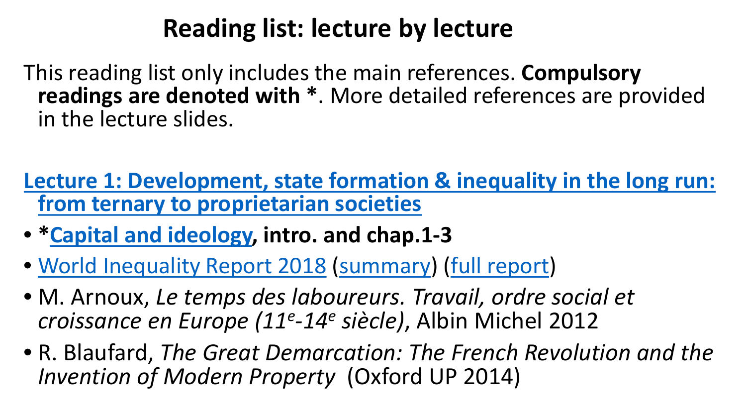# Reading list: lecture by lecture

This reading list only includes the main references. **Compulsory readings are denoted with \***. More detailed references are provided in the lecture slides.

## Lecture 1: Development, state formation & inequality in the long run: from ternary to proprietarian societies

- ***Capital and ideology, intro. and chap.1-3**
- World Inequality Report 2018 (summary) (full report)
- M. Arnoux, *Le temps des laboureurs. Travail, ordre social et croissance en Europe (11e-14e siècle)*, Albin Michel 2012
- R. Blaufard, *The Great Demarcation: The French Revolution and the Invention of Modern Property* (Oxford UP 2014)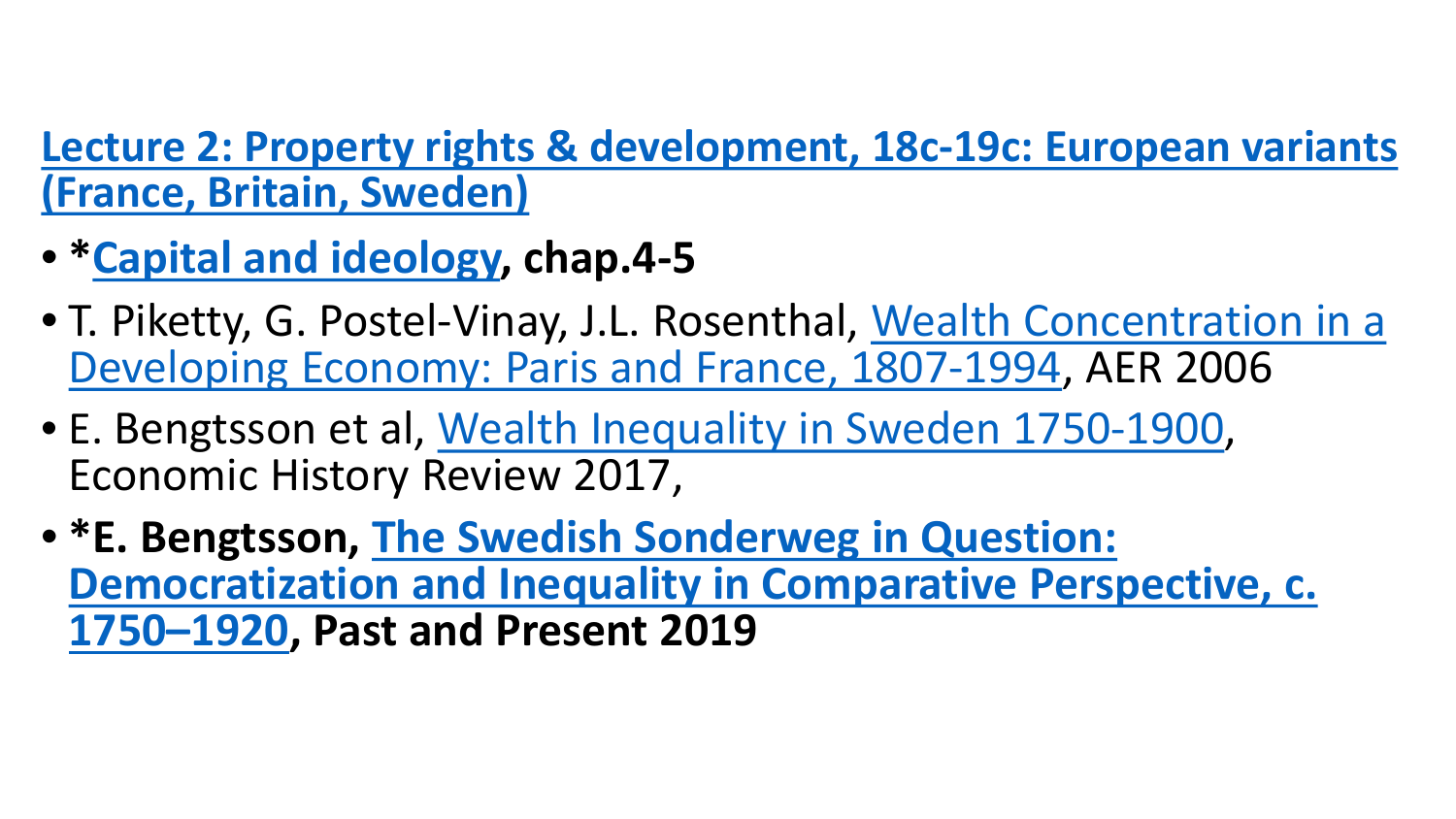## Lecture 2: Property rights & development, 18c-19c: European variants (France, Britain, Sweden)

- ***Capital and ideology*, chap.4-5**
- T. Piketty, G. Postel-Vinay, J.L. Rosenthal, Wealth Concentration in a Developing Economy: Paris and France, 1807-1994, AER 2006
- E. Bengtsson et al, Wealth Inequality in Sweden 1750-1900, Economic History Review 2017,
- ***E. Bengtsson, The Swedish Sonderweg in Question: Democratization and Inequality in Comparative Perspective, c. 1750–1920, Past and Present 2019**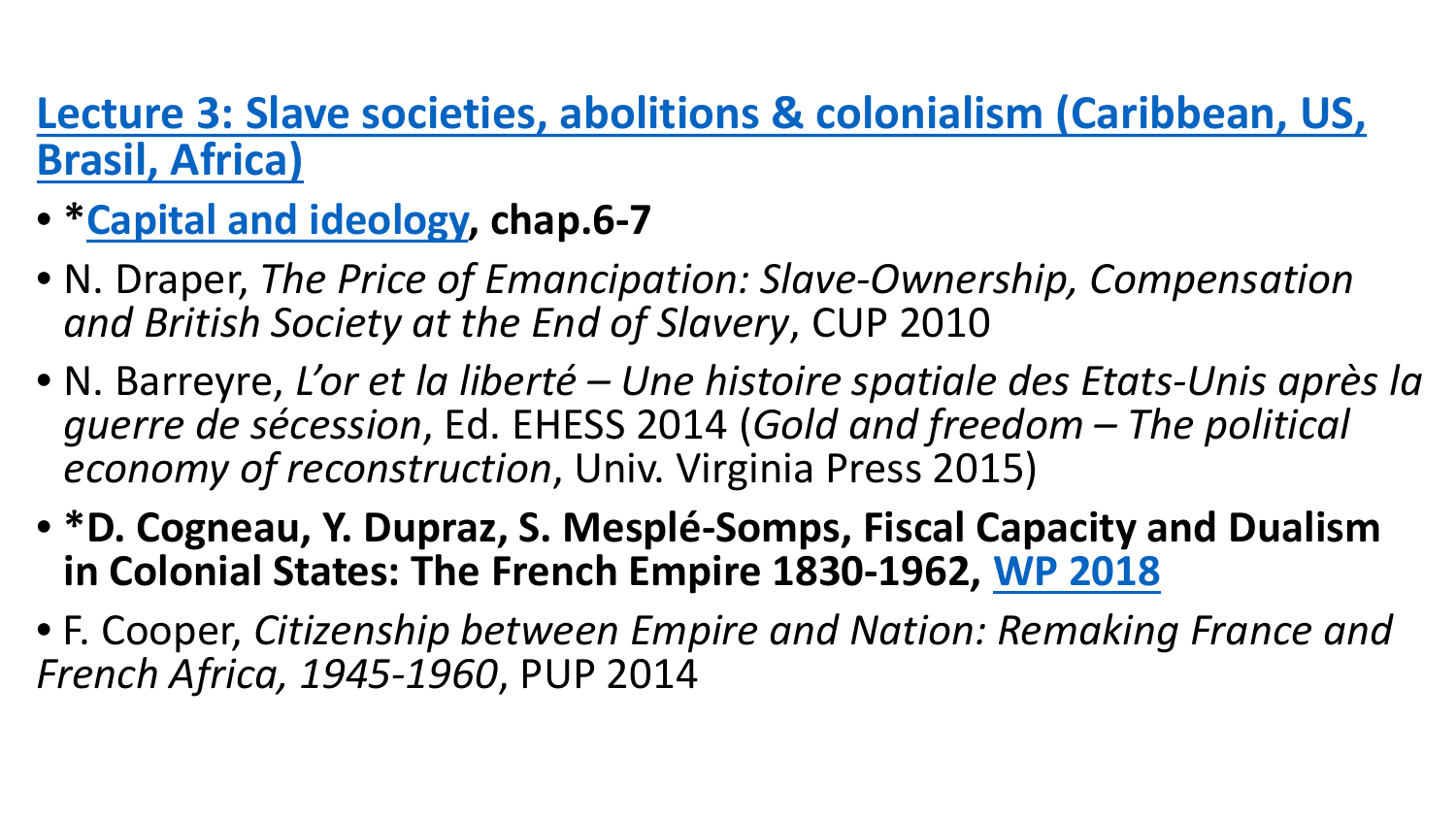## Lecture 3: Slave societies, abolitions & colonialism (Caribbean, US, Brasil, Africa)

- ***Capital and ideology, chap.6-7**
- N. Draper, *The Price of Emancipation: Slave-Ownership, Compensation and British Society at the End of Slavery*, CUP 2010
- N. Barreyre, *L'or et la liberté – Une histoire spatiale des Etats-Unis après la guerre de sécession*, Ed. EHESS 2014 (*Gold and freedom – The political economy of reconstruction*, Univ. Virginia Press 2015)
- ***D. Cogneau, Y. Dupraz, S. Mesplé-Somps, Fiscal Capacity and Dualism in Colonial States: The French Empire 1830-1962, WP 2018**
- F. Cooper, *Citizenship between Empire and Nation: Remaking France and French Africa, 1945-1960*, PUP 2014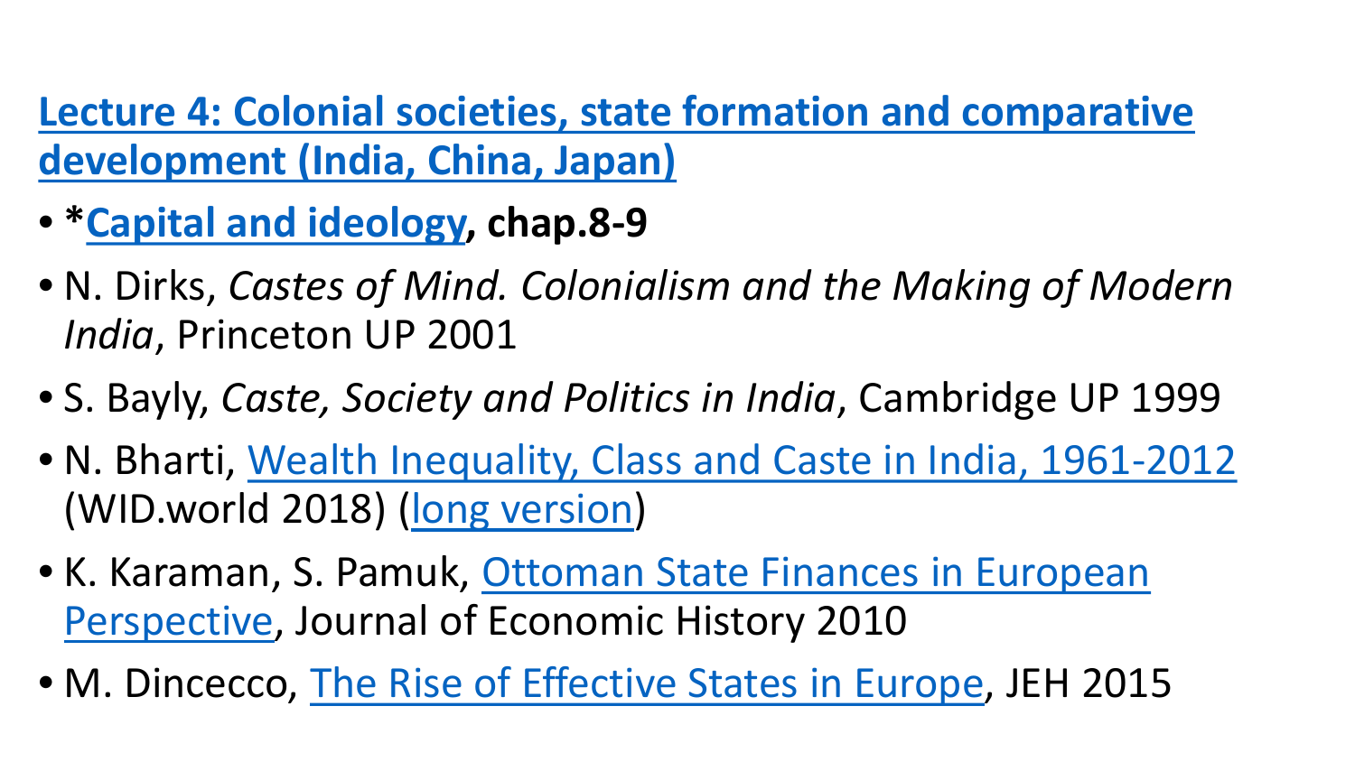## Lecture 4: Colonial societies, state formation and comparative development (India, China, Japan)

- ***Capital and ideology**, chap.8-9**
- N. Dirks, *Castes of Mind. Colonialism and the Making of Modern India*, Princeton UP 2001
- S. Bayly, *Caste, Society and Politics in India*, Cambridge UP 1999
- N. Bharti, Wealth Inequality, Class and Caste in India, 1961-2012 (WID.world 2018) (long version)
- K. Karaman, S. Pamuk, Ottoman State Finances in European Perspective, Journal of Economic History 2010
- M. Dincecco, The Rise of Effective States in Europe, JEH 2015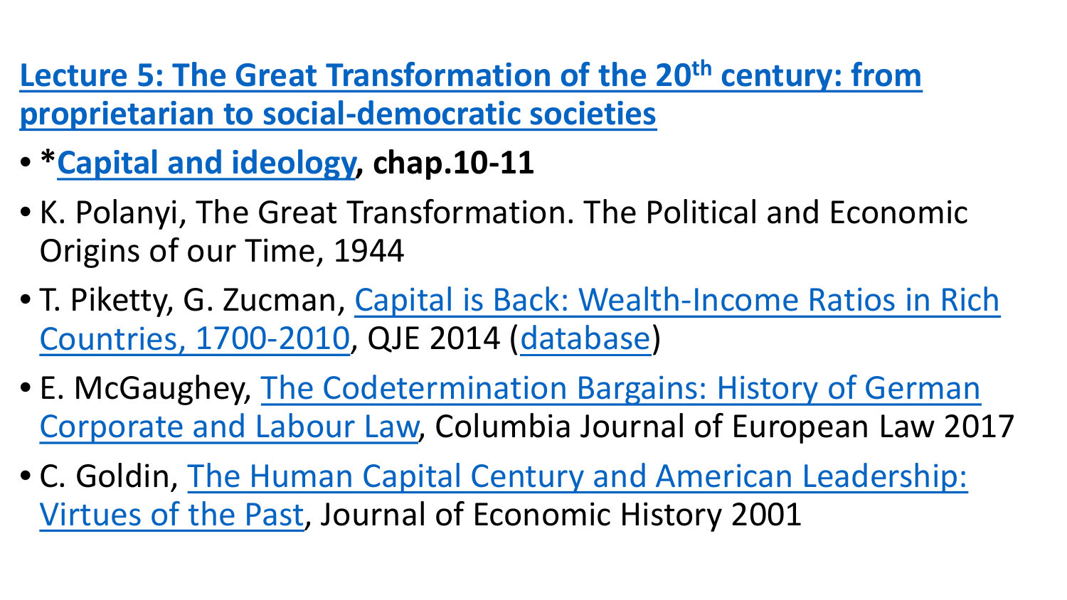## Lecture 5: The Great Transformation of the 20th century: from proprietarian to social-democratic societies

- ***Capital and ideology*, chap.10-11**
- K. Polanyi, The Great Transformation. The Political and Economic Origins of our Time, 1944
- T. Piketty, G. Zucman, Capital is Back: Wealth-Income Ratios in Rich Countries, 1700-2010, QJE 2014 (database)
- E. McGaughey, The Codetermination Bargains: History of German Corporate and Labour Law, Columbia Journal of European Law 2017
- C. Goldin, The Human Capital Century and American Leadership: Virtues of the Past, Journal of Economic History 2001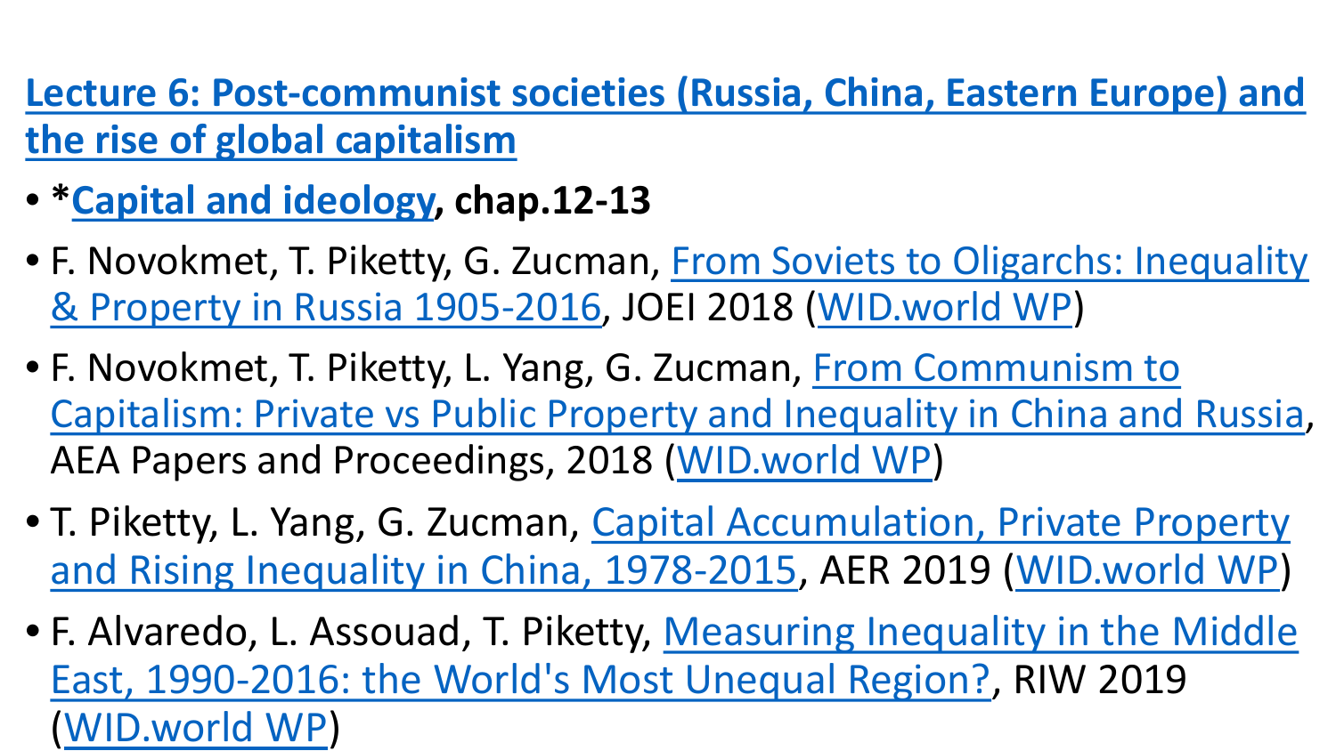## Lecture 6: Post-communist societies (Russia, China, Eastern Europe) and the rise of global capitalism

- ***Capital and ideology*, chap.12-13**
- F. Novokmet, T. Piketty, G. Zucman, From Soviets to Oligarchs: Inequality & Property in Russia 1905-2016, JOEI 2018 (WID.world WP)
- F. Novokmet, T. Piketty, L. Yang, G. Zucman, From Communism to Capitalism: Private vs Public Property and Inequality in China and Russia, AEA Papers and Proceedings, 2018 (WID.world WP)
- T. Piketty, L. Yang, G. Zucman, Capital Accumulation, Private Property and Rising Inequality in China, 1978-2015, AER 2019 (WID.world WP)
- F. Alvaredo, L. Assouad, T. Piketty, Measuring Inequality in the Middle East, 1990-2016: the World's Most Unequal Region?, RIW 2019 (WID.world WP)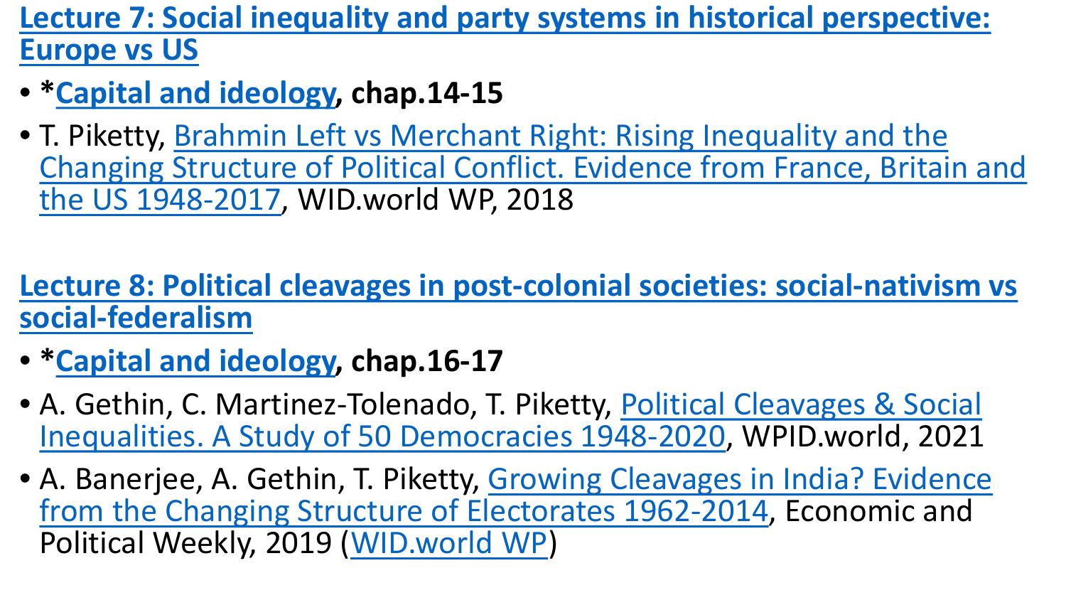## Lecture 7: Social inequality and party systems in historical perspective: Europe vs US

- ***Capital and ideology*, chap.14-15**
- T. Piketty, Brahmin Left vs Merchant Right: Rising Inequality and the Changing Structure of Political Conflict. Evidence from France, Britain and the US 1948-2017, WID.world WP, 2018

## Lecture 8: Political cleavages in post-colonial societies: social-nativism vs social-federalism

- ***Capital and ideology*, chap.16-17**
- A. Gethin, C. Martinez-Tolenado, T. Piketty, Political Cleavages & Social Inequalities. A Study of 50 Democracies 1948-2020, WPID.world, 2021
- A. Banerjee, A. Gethin, T. Piketty, Growing Cleavages in India? Evidence from the Changing Structure of Electorates 1962-2014, Economic and Political Weekly, 2019 (WID.world WP)